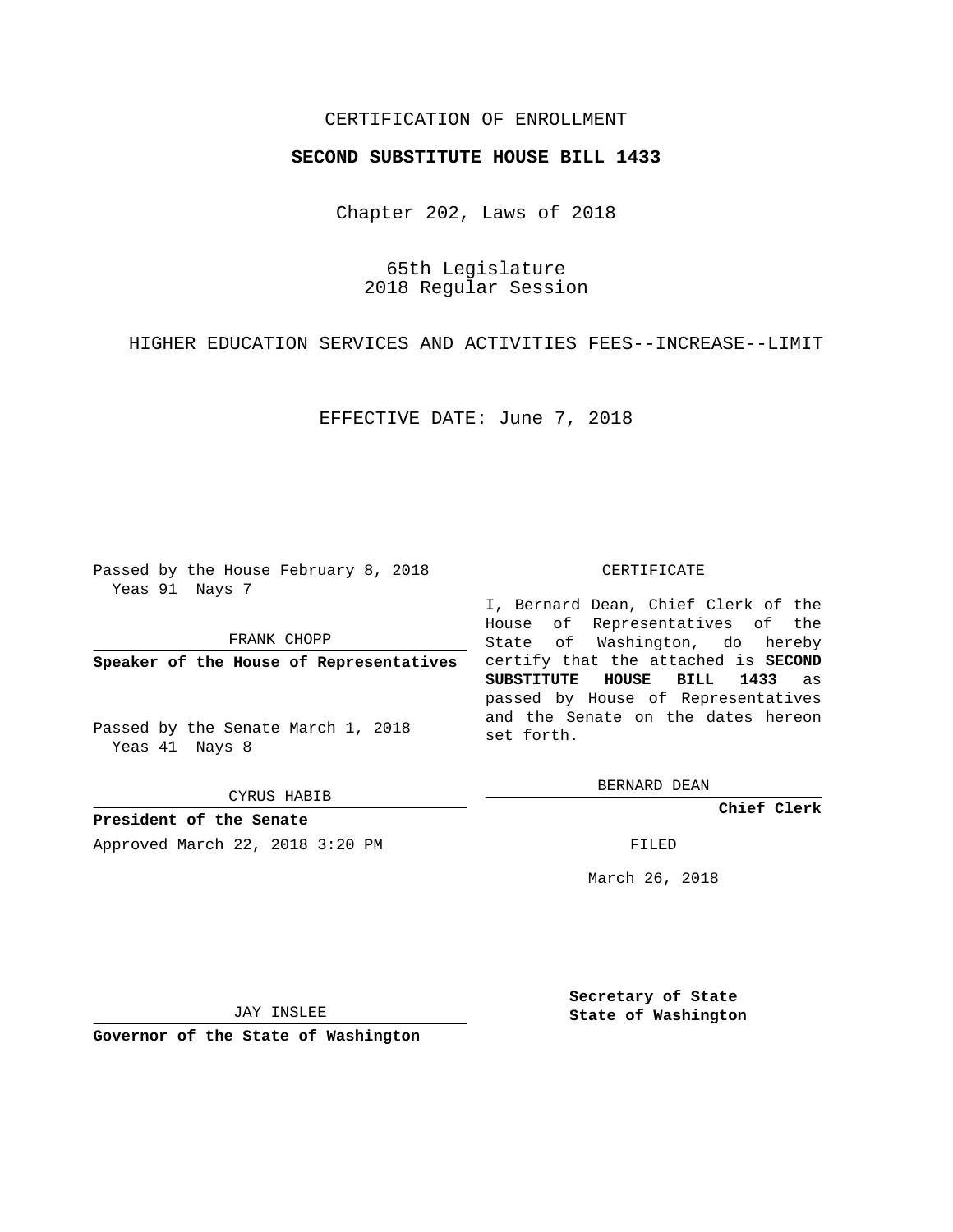CERTIFICATION OF ENROLLMENT

**SECOND SUBSTITUTE HOUSE BILL 1433**

Chapter 202, Laws of 2018

65th Legislature
2018 Regular Session

HIGHER EDUCATION SERVICES AND ACTIVITIES FEES--INCREASE--LIMIT

EFFECTIVE DATE: June 7, 2018

Passed by the House February 8, 2018
Yeas 91 Nays 7

FRANK CHOPP

**Speaker of the House of Representatives**

Passed by the Senate March 1, 2018
Yeas 41 Nays 8

CYRUS HABIB

**President of the Senate**

Approved March 22, 2018 3:20 PM

JAY INSLEE

**Governor of the State of Washington**

CERTIFICATE

I, Bernard Dean, Chief Clerk of the House of Representatives of the State of Washington, do hereby certify that the attached is **SECOND SUBSTITUTE HOUSE BILL 1433** as passed by House of Representatives and the Senate on the dates hereon set forth.

BERNARD DEAN

**Chief Clerk**

FILED

March 26, 2018

**Secretary of State**
**State of Washington**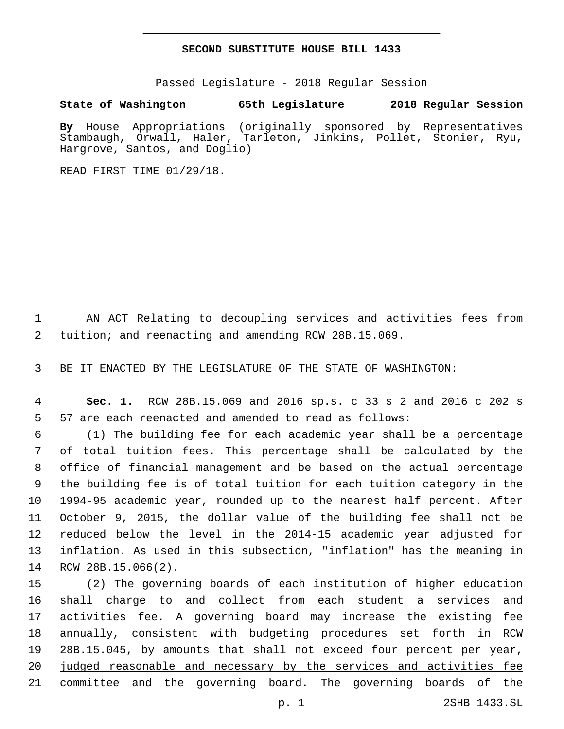# SECOND SUBSTITUTE HOUSE BILL 1433

Passed Legislature - 2018 Regular Session

**State of Washington 65th Legislature 2018 Regular Session**

**By** House Appropriations (originally sponsored by Representatives Stambaugh, Orwall, Haler, Tarleton, Jinkins, Pollet, Stonier, Ryu, Hargrove, Santos, and Doglio)

READ FIRST TIME 01/29/18.

AN ACT Relating to decoupling services and activities fees from tuition; and reenacting and amending RCW 28B.15.069.

BE IT ENACTED BY THE LEGISLATURE OF THE STATE OF WASHINGTON:

**Sec. 1.** RCW 28B.15.069 and 2016 sp.s. c 33 s 2 and 2016 c 202 s 57 are each reenacted and amended to read as follows:

(1) The building fee for each academic year shall be a percentage of total tuition fees. This percentage shall be calculated by the office of financial management and be based on the actual percentage the building fee is of total tuition for each tuition category in the 1994-95 academic year, rounded up to the nearest half percent. After October 9, 2015, the dollar value of the building fee shall not be reduced below the level in the 2014-15 academic year adjusted for inflation. As used in this subsection, "inflation" has the meaning in RCW 28B.15.066(2).

(2) The governing boards of each institution of higher education shall charge to and collect from each student a services and activities fee. A governing board may increase the existing fee annually, consistent with budgeting procedures set forth in RCW 28B.15.045, by <u>amounts that shall not exceed four percent per year, judged reasonable and necessary by the services and activities fee committee and the governing board. The governing boards of the</u>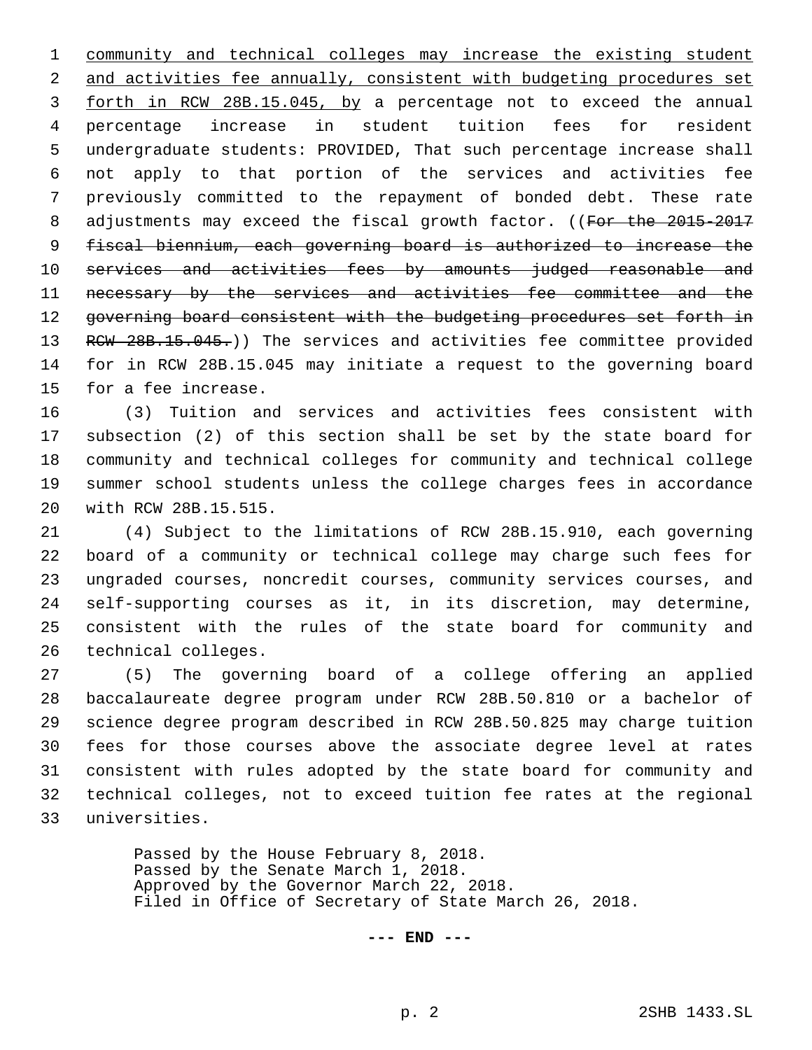community and technical colleges may increase the existing student and activities fee annually, consistent with budgeting procedures set forth in RCW 28B.15.045, by a percentage not to exceed the annual percentage increase in student tuition fees for resident undergraduate students: PROVIDED, That such percentage increase shall not apply to that portion of the services and activities fee previously committed to the repayment of bonded debt. These rate adjustments may exceed the fiscal growth factor. ((~~For the 2015-2017 fiscal biennium, each governing board is authorized to increase the services and activities fees by amounts judged reasonable and necessary by the services and activities fee committee and the governing board consistent with the budgeting procedures set forth in RCW 28B.15.045.~~)) The services and activities fee committee provided for in RCW 28B.15.045 may initiate a request to the governing board for a fee increase.

(3) Tuition and services and activities fees consistent with subsection (2) of this section shall be set by the state board for community and technical colleges for community and technical college summer school students unless the college charges fees in accordance with RCW 28B.15.515.

(4) Subject to the limitations of RCW 28B.15.910, each governing board of a community or technical college may charge such fees for ungraded courses, noncredit courses, community services courses, and self-supporting courses as it, in its discretion, may determine, consistent with the rules of the state board for community and technical colleges.

(5) The governing board of a college offering an applied baccalaureate degree program under RCW 28B.50.810 or a bachelor of science degree program described in RCW 28B.50.825 may charge tuition fees for those courses above the associate degree level at rates consistent with rules adopted by the state board for community and technical colleges, not to exceed tuition fee rates at the regional universities.

Passed by the House February 8, 2018.
Passed by the Senate March 1, 2018.
Approved by the Governor March 22, 2018.
Filed in Office of Secretary of State March 26, 2018.

**--- END ---**